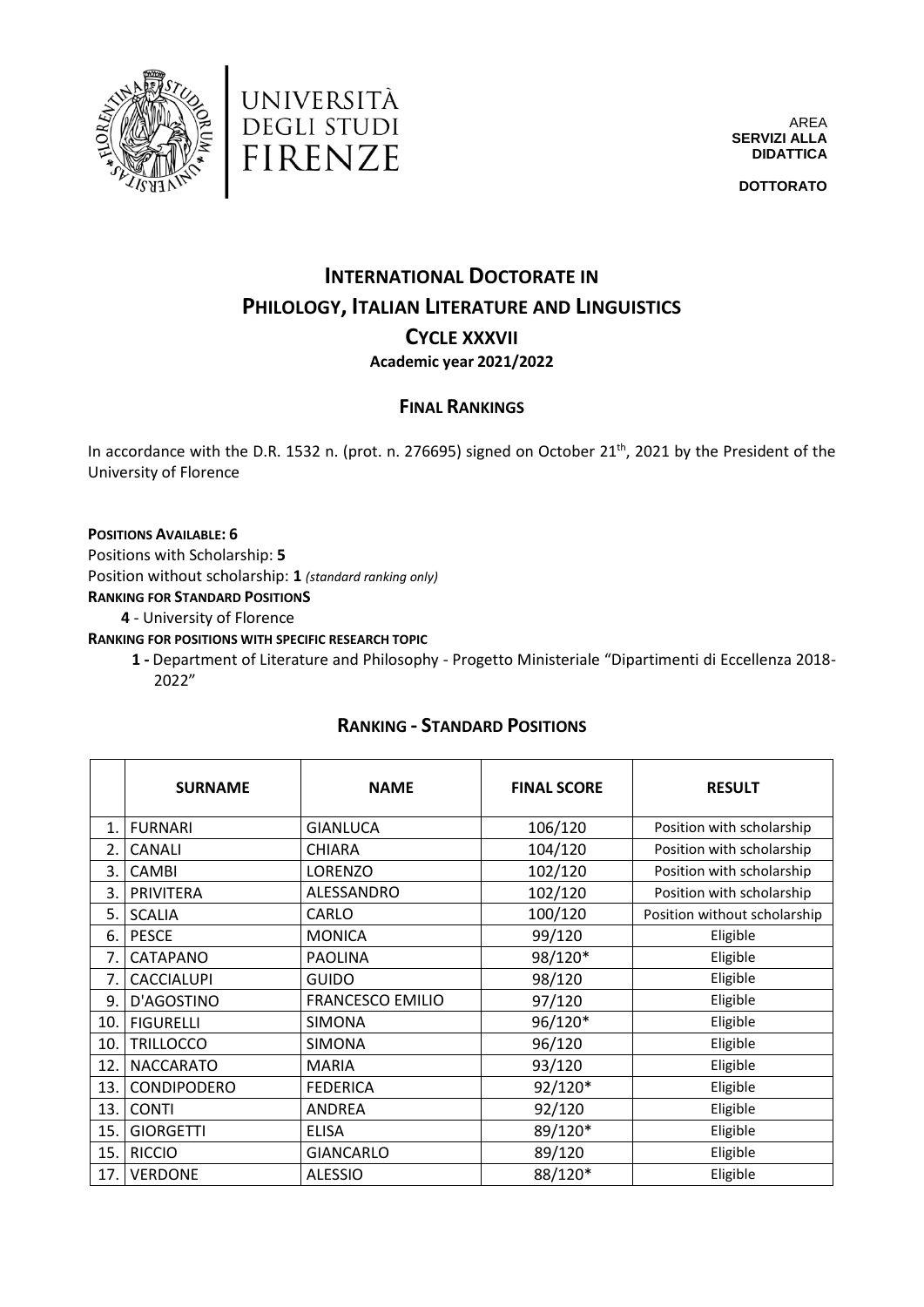UNIVERSITÀ DEGLI STUDI FIRENZE

AREA **SERVIZI ALLA DIDATTICA**

**DOTTORATO**

# INTERNATIONAL DOCTORATE IN PHILOLOGY, ITALIAN LITERATURE AND LINGUISTICS

## CYCLE XXXVII

**Academic year 2021/2022**

## FINAL RANKINGS

In accordance with the D.R. 1532 n. (prot. n. 276695) signed on October 21th, 2021 by the President of the University of Florence

**POSITIONS AVAILABLE: 6**

Positions with Scholarship: **5**

Position without scholarship: **1** *(standard ranking only)*

**RANKING FOR STANDARD POSITIONS**

- **4** - University of Florence

**RANKING FOR POSITIONS WITH SPECIFIC RESEARCH TOPIC**

- **1 -** Department of Literature and Philosophy - Progetto Ministeriale "Dipartimenti di Eccellenza 2018-2022"

## RANKING - STANDARD POSITIONS

| | SURNAME | NAME | FINAL SCORE | RESULT |
|---|---|---|---|---|
| 1. | FURNARI | GIANLUCA | 106/120 | Position with scholarship |
| 2. | CANALI | CHIARA | 104/120 | Position with scholarship |
| 3. | CAMBI | LORENZO | 102/120 | Position with scholarship |
| 3. | PRIVITERA | ALESSANDRO | 102/120 | Position with scholarship |
| 5. | SCALIA | CARLO | 100/120 | Position without scholarship |
| 6. | PESCE | MONICA | 99/120 | Eligible |
| 7. | CATAPANO | PAOLINA | 98/120* | Eligible |
| 7. | CACCIALUPI | GUIDO | 98/120 | Eligible |
| 9. | D'AGOSTINO | FRANCESCO EMILIO | 97/120 | Eligible |
| 10. | FIGURELLI | SIMONA | 96/120* | Eligible |
| 10. | TRILLOCCO | SIMONA | 96/120 | Eligible |
| 12. | NACCARATO | MARIA | 93/120 | Eligible |
| 13. | CONDIPODERO | FEDERICA | 92/120* | Eligible |
| 13. | CONTI | ANDREA | 92/120 | Eligible |
| 15. | GIORGETTI | ELISA | 89/120* | Eligible |
| 15. | RICCIO | GIANCARLO | 89/120 | Eligible |
| 17. | VERDONE | ALESSIO | 88/120* | Eligible |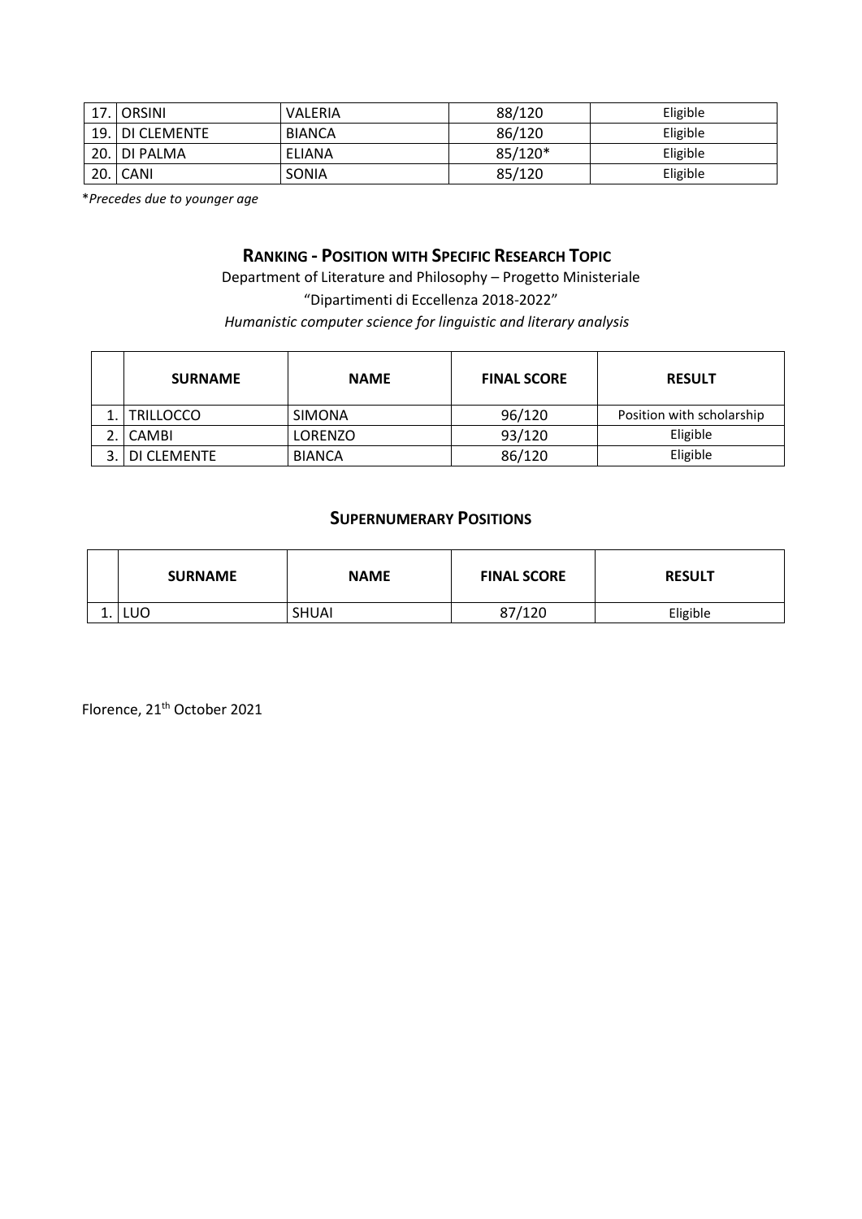| | | | | |
|---|---|---|---|---|
| 17. | ORSINI | VALERIA | 88/120 | Eligible |
| 19. | DI CLEMENTE | BIANCA | 86/120 | Eligible |
| 20. | DI PALMA | ELIANA | 85/120* | Eligible |
| 20. | CANI | SONIA | 85/120 | Eligible |

*\*Precedes due to younger age*

## RANKING - POSITION WITH SPECIFIC RESEARCH TOPIC

Department of Literature and Philosophy – Progetto Ministeriale

"Dipartimenti di Eccellenza 2018-2022"

*Humanistic computer science for linguistic and literary analysis*

| | SURNAME | NAME | FINAL SCORE | RESULT |
|---|---|---|---|---|
| 1. | TRILLOCCO | SIMONA | 96/120 | Position with scholarship |
| 2. | CAMBI | LORENZO | 93/120 | Eligible |
| 3. | DI CLEMENTE | BIANCA | 86/120 | Eligible |

## SUPERNUMERARY POSITIONS

| | SURNAME | NAME | FINAL SCORE | RESULT |
|---|---|---|---|---|
| 1. | LUO | SHUAI | 87/120 | Eligible |

Florence, 21th October 2021